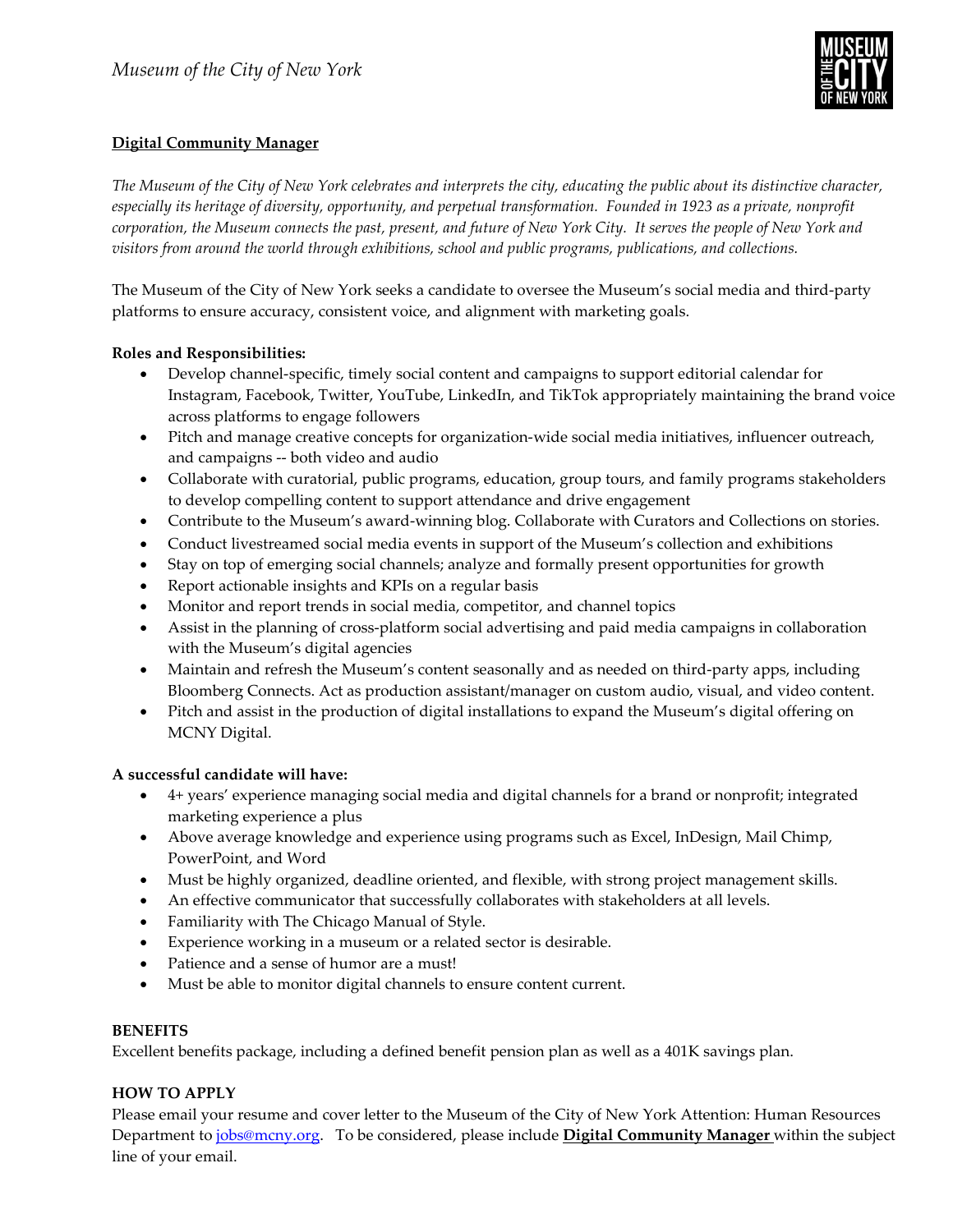*Museum of the City of New York*

## Digital Community Manager

*The Museum of the City of New York celebrates and interprets the city, educating the public about its distinctive character, especially its heritage of diversity, opportunity, and perpetual transformation. Founded in 1923 as a private, nonprofit corporation, the Museum connects the past, present, and future of New York City. It serves the people of New York and visitors from around the world through exhibitions, school and public programs, publications, and collections.*

The Museum of the City of New York seeks a candidate to oversee the Museum's social media and third-party platforms to ensure accuracy, consistent voice, and alignment with marketing goals.

**Roles and Responsibilities:**

- Develop channel-specific, timely social content and campaigns to support editorial calendar for Instagram, Facebook, Twitter, YouTube, LinkedIn, and TikTok appropriately maintaining the brand voice across platforms to engage followers
- Pitch and manage creative concepts for organization-wide social media initiatives, influencer outreach, and campaigns -- both video and audio
- Collaborate with curatorial, public programs, education, group tours, and family programs stakeholders to develop compelling content to support attendance and drive engagement
- Contribute to the Museum's award-winning blog. Collaborate with Curators and Collections on stories.
- Conduct livestreamed social media events in support of the Museum's collection and exhibitions
- Stay on top of emerging social channels; analyze and formally present opportunities for growth
- Report actionable insights and KPIs on a regular basis
- Monitor and report trends in social media, competitor, and channel topics
- Assist in the planning of cross-platform social advertising and paid media campaigns in collaboration with the Museum's digital agencies
- Maintain and refresh the Museum's content seasonally and as needed on third-party apps, including Bloomberg Connects. Act as production assistant/manager on custom audio, visual, and video content.
- Pitch and assist in the production of digital installations to expand the Museum's digital offering on MCNY Digital.

**A successful candidate will have:**

- 4+ years' experience managing social media and digital channels for a brand or nonprofit; integrated marketing experience a plus
- Above average knowledge and experience using programs such as Excel, InDesign, Mail Chimp, PowerPoint, and Word
- Must be highly organized, deadline oriented, and flexible, with strong project management skills.
- An effective communicator that successfully collaborates with stakeholders at all levels.
- Familiarity with The Chicago Manual of Style.
- Experience working in a museum or a related sector is desirable.
- Patience and a sense of humor are a must!
- Must be able to monitor digital channels to ensure content current.

**BENEFITS**

Excellent benefits package, including a defined benefit pension plan as well as a 401K savings plan.

**HOW TO APPLY**

Please email your resume and cover letter to the Museum of the City of New York Attention: Human Resources Department to jobs@mcny.org. To be considered, please include **Digital Community Manager** within the subject line of your email.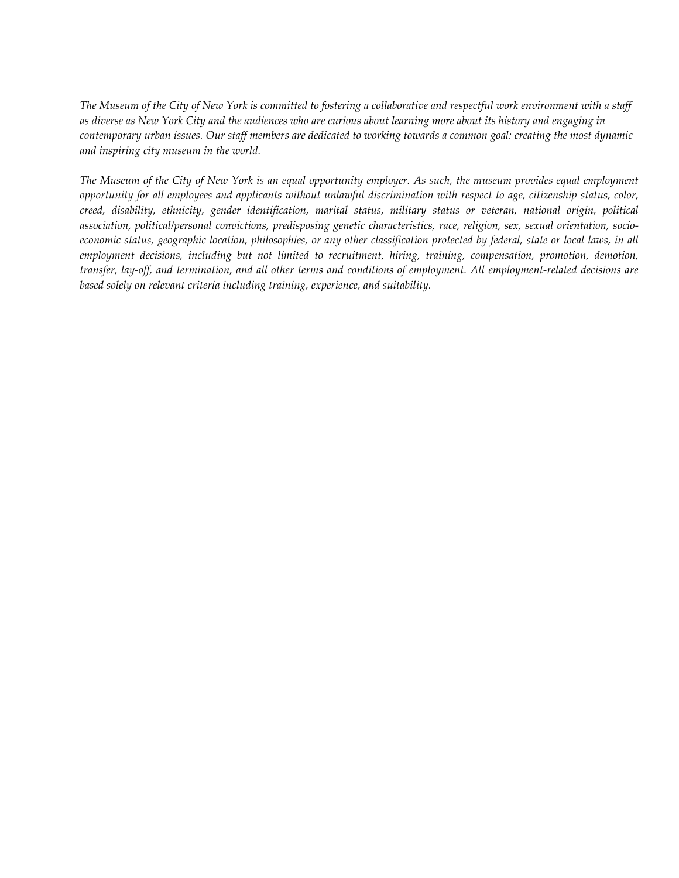*The Museum of the City of New York is committed to fostering a collaborative and respectful work environment with a staff as diverse as New York City and the audiences who are curious about learning more about its history and engaging in contemporary urban issues. Our staff members are dedicated to working towards a common goal: creating the most dynamic and inspiring city museum in the world.*

*The Museum of the City of New York is an equal opportunity employer. As such, the museum provides equal employment opportunity for all employees and applicants without unlawful discrimination with respect to age, citizenship status, color, creed, disability, ethnicity, gender identification, marital status, military status or veteran, national origin, political association, political/personal convictions, predisposing genetic characteristics, race, religion, sex, sexual orientation, socio-economic status, geographic location, philosophies, or any other classification protected by federal, state or local laws, in all employment decisions, including but not limited to recruitment, hiring, training, compensation, promotion, demotion, transfer, lay-off, and termination, and all other terms and conditions of employment. All employment-related decisions are based solely on relevant criteria including training, experience, and suitability.*